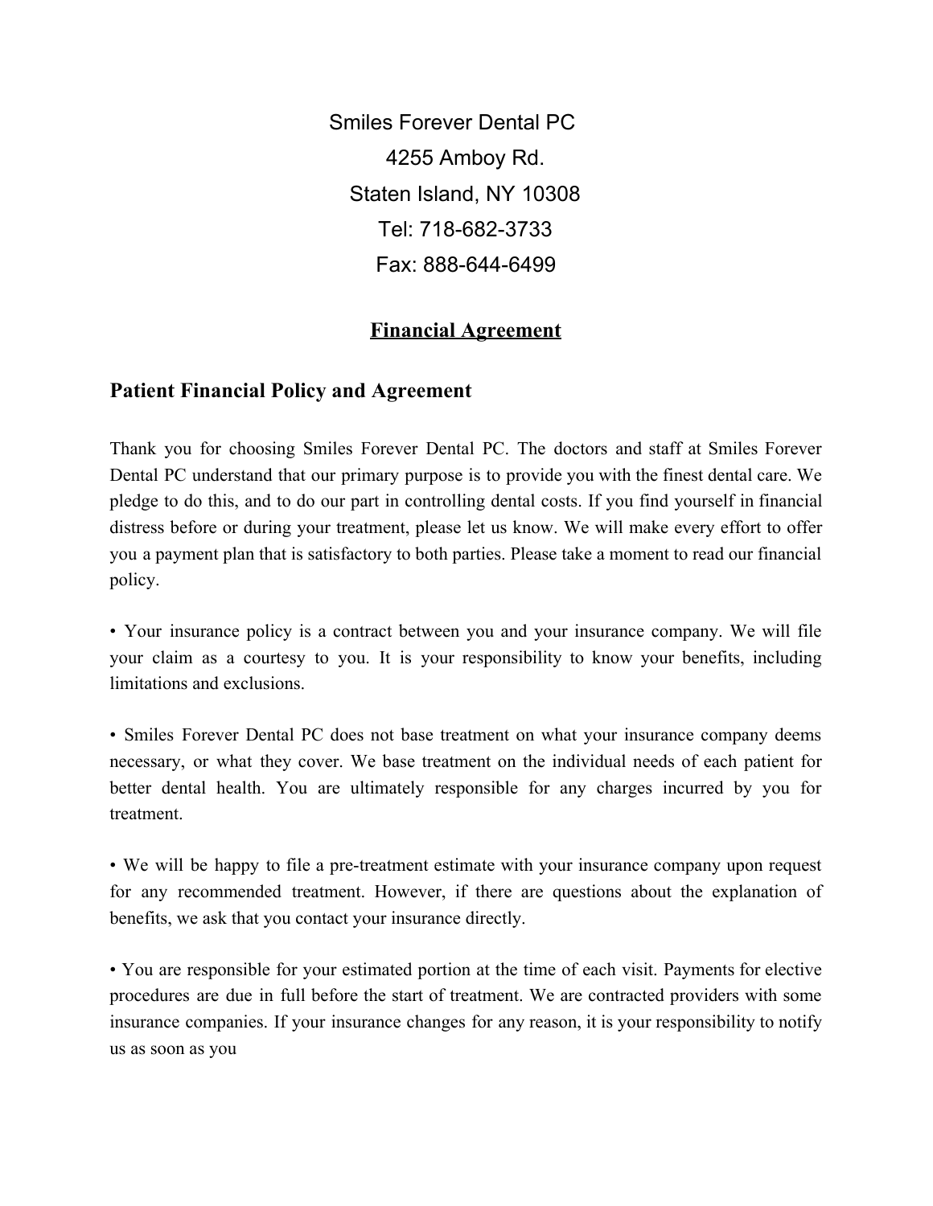Smiles Forever Dental PC
4255 Amboy Rd.
Staten Island, NY 10308
Tel: 718-682-3733
Fax: 888-644-6499

# Financial Agreement

## Patient Financial Policy and Agreement

Thank you for choosing Smiles Forever Dental PC. The doctors and staff at Smiles Forever Dental PC understand that our primary purpose is to provide you with the finest dental care. We pledge to do this, and to do our part in controlling dental costs. If you find yourself in financial distress before or during your treatment, please let us know. We will make every effort to offer you a payment plan that is satisfactory to both parties. Please take a moment to read our financial policy.

• Your insurance policy is a contract between you and your insurance company. We will file your claim as a courtesy to you. It is your responsibility to know your benefits, including limitations and exclusions.

• Smiles Forever Dental PC does not base treatment on what your insurance company deems necessary, or what they cover. We base treatment on the individual needs of each patient for better dental health. You are ultimately responsible for any charges incurred by you for treatment.

• We will be happy to file a pre-treatment estimate with your insurance company upon request for any recommended treatment. However, if there are questions about the explanation of benefits, we ask that you contact your insurance directly.

• You are responsible for your estimated portion at the time of each visit. Payments for elective procedures are due in full before the start of treatment. We are contracted providers with some insurance companies. If your insurance changes for any reason, it is your responsibility to notify us as soon as you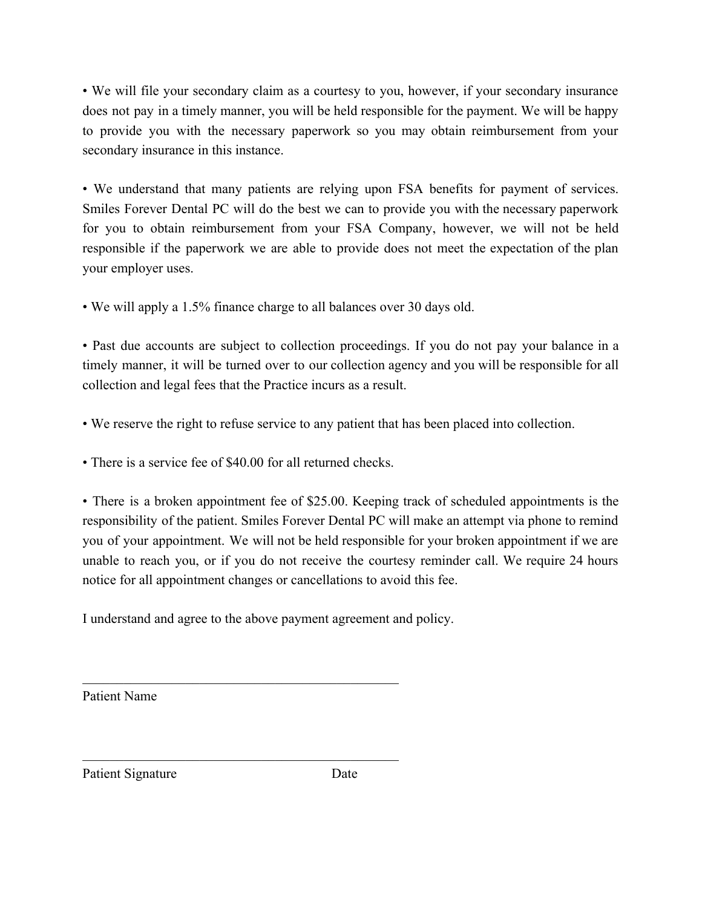• We will file your secondary claim as a courtesy to you, however, if your secondary insurance does not pay in a timely manner, you will be held responsible for the payment. We will be happy to provide you with the necessary paperwork so you may obtain reimbursement from your secondary insurance in this instance.

• We understand that many patients are relying upon FSA benefits for payment of services. Smiles Forever Dental PC will do the best we can to provide you with the necessary paperwork for you to obtain reimbursement from your FSA Company, however, we will not be held responsible if the paperwork we are able to provide does not meet the expectation of the plan your employer uses.

• We will apply a 1.5% finance charge to all balances over 30 days old.

• Past due accounts are subject to collection proceedings. If you do not pay your balance in a timely manner, it will be turned over to our collection agency and you will be responsible for all collection and legal fees that the Practice incurs as a result.

• We reserve the right to refuse service to any patient that has been placed into collection.

• There is a service fee of $40.00 for all returned checks.

• There is a broken appointment fee of $25.00. Keeping track of scheduled appointments is the responsibility of the patient. Smiles Forever Dental PC will make an attempt via phone to remind you of your appointment. We will not be held responsible for your broken appointment if we are unable to reach you, or if you do not receive the courtesy reminder call. We require 24 hours notice for all appointment changes or cancellations to avoid this fee.

I understand and agree to the above payment agreement and policy.

\_\_\_\_\_\_\_\_\_\_\_\_\_\_\_\_\_\_\_\_\_\_\_\_\_\_\_\_\_\_\_\_\_\_\_\_\_\_\_\_\_\_\_\_\_\_

Patient Name

\_\_\_\_\_\_\_\_\_\_\_\_\_\_\_\_\_\_\_\_\_\_\_\_\_\_\_\_\_\_\_\_\_\_\_\_\_\_\_\_\_\_\_\_\_\_

Patient Signature Date